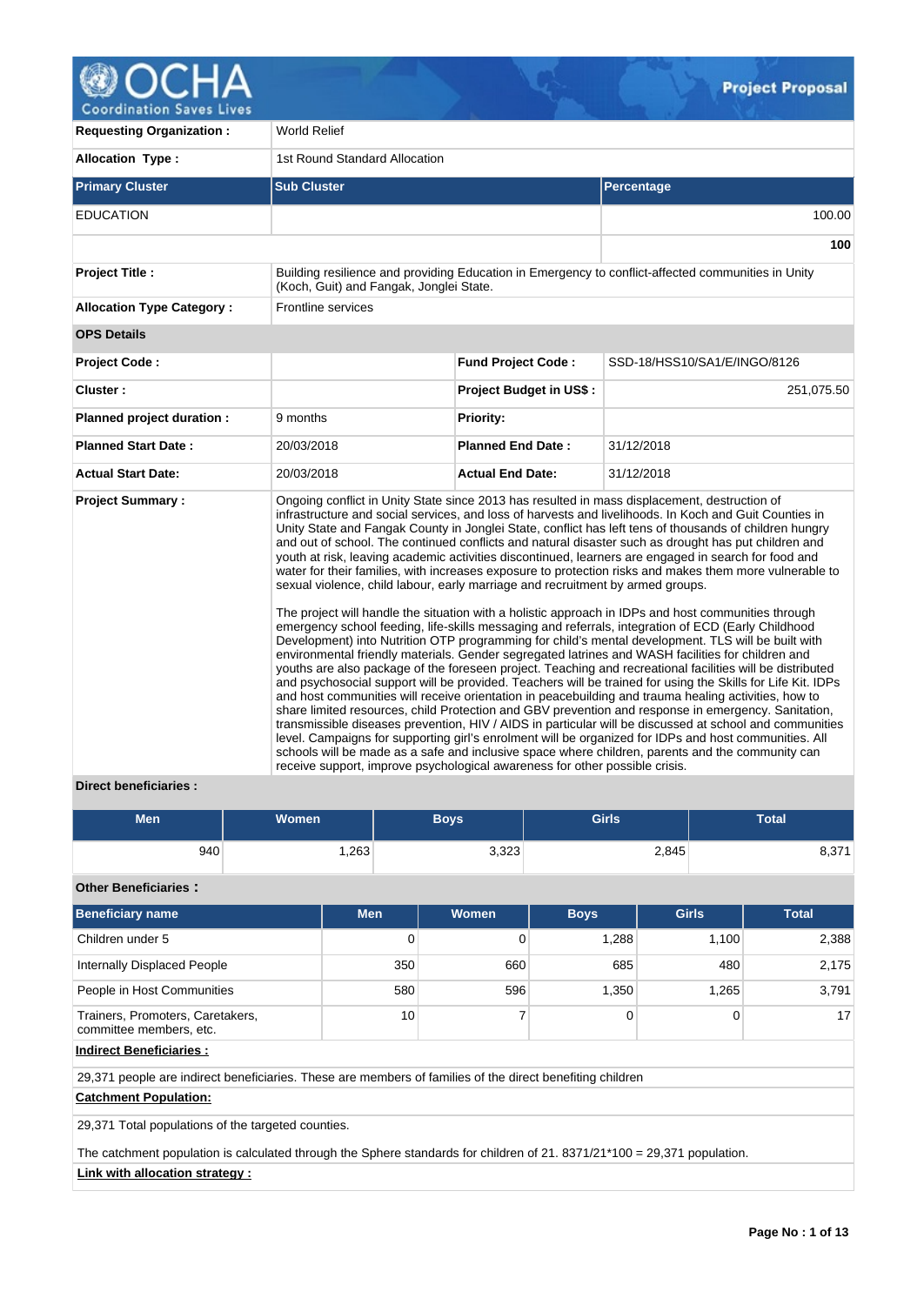# Project Proposal

| | |
|---|---|
| **Requesting Organization :** | World Relief |
| **Allocation Type :** | 1st Round Standard Allocation |

| Primary Cluster | Sub Cluster | Percentage |
|---|---|---|
| EDUCATION | | 100.00 |
| | | **100** |

| | |
|---|---|
| **Project Title :** | Building resilience and providing Education in Emergency to conflict-affected communities in Unity (Koch, Guit) and Fangak, Jonglei State. |
| **Allocation Type Category :** | Frontline services |

**OPS Details**

| | | | |
|---|---|---|---|
| **Project Code :** | | **Fund Project Code :** | SSD-18/HSS10/SA1/E/INGO/8126 |
| **Cluster :** | | **Project Budget in US$ :** | 251,075.50 |
| **Planned project duration :** | 9 months | **Priority:** | |
| **Planned Start Date :** | 20/03/2018 | **Planned End Date :** | 31/12/2018 |
| **Actual Start Date:** | 20/03/2018 | **Actual End Date:** | 31/12/2018 |

**Project Summary :**

Ongoing conflict in Unity State since 2013 has resulted in mass displacement, destruction of infrastructure and social services, and loss of harvests and livelihoods. In Koch and Guit Counties in Unity State and Fangak County in Jonglei State, conflict has left tens of thousands of children hungry and out of school. The continued conflicts and natural disaster such as drought has put children and youth at risk, leaving academic activities discontinued, learners are engaged in search for food and water for their families, with increases exposure to protection risks and makes them more vulnerable to sexual violence, child labour, early marriage and recruitment by armed groups.

The project will handle the situation with a holistic approach in IDPs and host communities through emergency school feeding, life-skills messaging and referrals, integration of ECD (Early Childhood Development) into Nutrition OTP programming for child's mental development. TLS will be built with environmental friendly materials. Gender segregated latrines and WASH facilities for children and youths are also package of the foreseen project. Teaching and recreational facilities will be distributed and psychosocial support will be provided. Teachers will be trained for using the Skills for Life Kit. IDPs and host communities will receive orientation in peacebuilding and trauma healing activities, how to share limited resources, child Protection and GBV prevention and response in emergency. Sanitation, transmissible diseases prevention, HIV / AIDS in particular will be discussed at school and communities level. Campaigns for supporting girl's enrolment will be organized for IDPs and host communities. All schools will be made as a safe and inclusive space where children, parents and the community can receive support, improve psychological awareness for other possible crisis.

**Direct beneficiaries :**

| Men | Women | Boys | Girls | Total |
|---|---|---|---|---|
| 940 | 1,263 | 3,323 | 2,845 | 8,371 |

**Other Beneficiaries :**

| Beneficiary name | Men | Women | Boys | Girls | Total |
|---|---|---|---|---|---|
| Children under 5 | 0 | 0 | 1,288 | 1,100 | 2,388 |
| Internally Displaced People | 350 | 660 | 685 | 480 | 2,175 |
| People in Host Communities | 580 | 596 | 1,350 | 1,265 | 3,791 |
| Trainers, Promoters, Caretakers, committee members, etc. | 10 | 7 | 0 | 0 | 17 |

**Indirect Beneficiaries :**

29,371 people are indirect beneficiaries. These are members of families of the direct benefiting children

**Catchment Population:**

29,371 Total populations of the targeted counties.

The catchment population is calculated through the Sphere standards for children of 21. 8371/21*100 = 29,371 population.

**Link with allocation strategy :**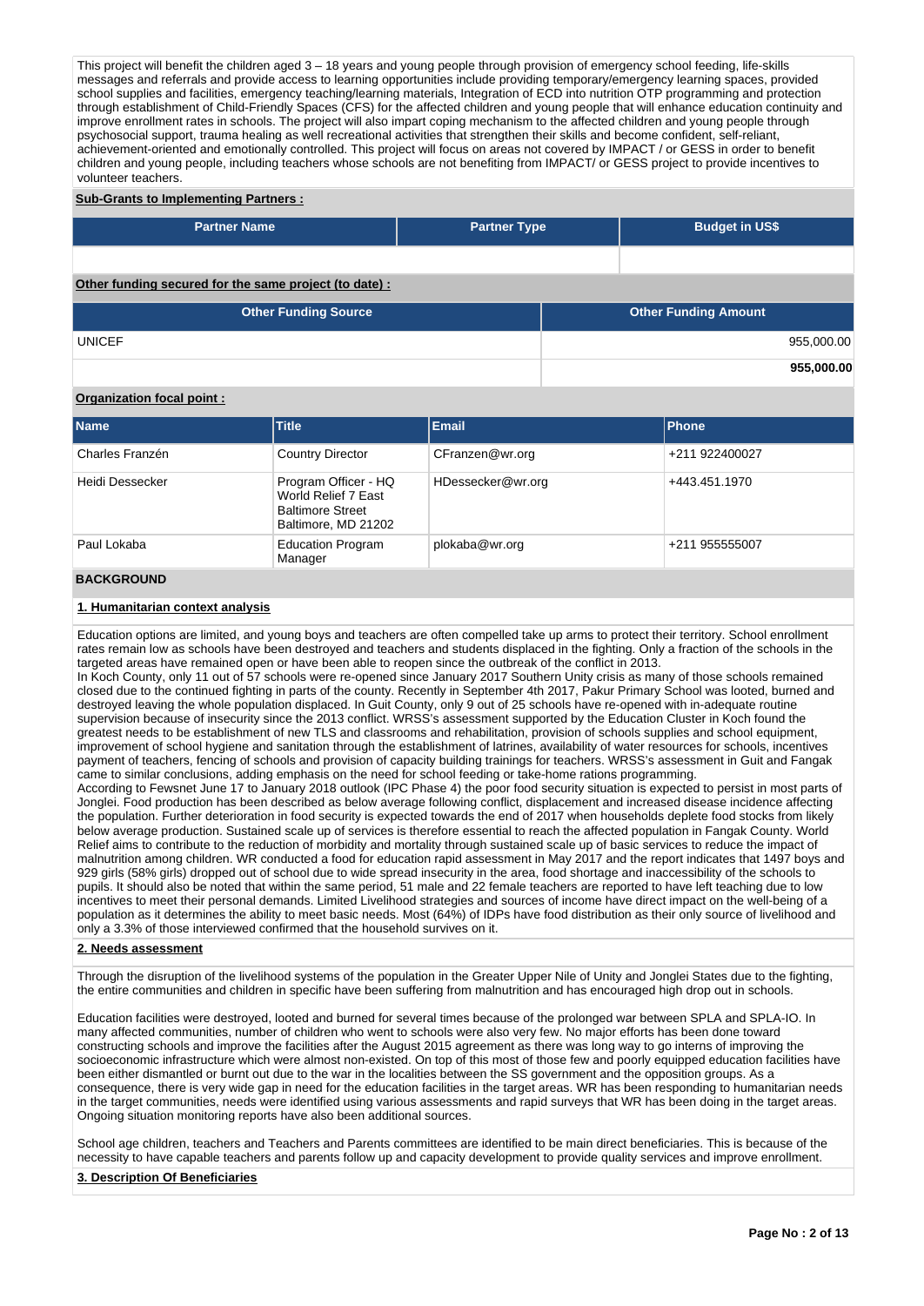This project will benefit the children aged 3 – 18 years and young people through provision of emergency school feeding, life-skills messages and referrals and provide access to learning opportunities include providing temporary/emergency learning spaces, provided school supplies and facilities, emergency teaching/learning materials, Integration of ECD into nutrition OTP programming and protection through establishment of Child-Friendly Spaces (CFS) for the affected children and young people that will enhance education continuity and improve enrollment rates in schools. The project will also impart coping mechanism to the affected children and young people through psychosocial support, trauma healing as well recreational activities that strengthen their skills and become confident, self-reliant, achievement-oriented and emotionally controlled. This project will focus on areas not covered by IMPACT / or GESS in order to benefit children and young people, including teachers whose schools are not benefiting from IMPACT/ or GESS project to provide incentives to volunteer teachers.

**Sub-Grants to Implementing Partners :**

| Partner Name | Partner Type | Budget in US$ |
|---|---|---|
| | | |

**Other funding secured for the same project (to date) :**

| Other Funding Source | Other Funding Amount |
|---|---|
| UNICEF | 955,000.00 |
| | **955,000.00** |

**Organization focal point :**

| Name | Title | Email | Phone |
|---|---|---|---|
| Charles Franzén | Country Director | CFranzen@wr.org | +211 922400027 |
| Heidi Dessecker | Program Officer - HQ World Relief 7 East Baltimore Street Baltimore, MD 21202 | HDessecker@wr.org | +443.451.1970 |
| Paul Lokaba | Education Program Manager | plokaba@wr.org | +211 955555007 |

## BACKGROUND

### 1. Humanitarian context analysis

Education options are limited, and young boys and teachers are often compelled take up arms to protect their territory. School enrollment rates remain low as schools have been destroyed and teachers and students displaced in the fighting. Only a fraction of the schools in the targeted areas have remained open or have been able to reopen since the outbreak of the conflict in 2013.

In Koch County, only 11 out of 57 schools were re-opened since January 2017 Southern Unity crisis as many of those schools remained closed due to the continued fighting in parts of the county. Recently in September 4th 2017, Pakur Primary School was looted, burned and destroyed leaving the whole population displaced. In Guit County, only 9 out of 25 schools have re-opened with in-adequate routine supervision because of insecurity since the 2013 conflict. WRSS's assessment supported by the Education Cluster in Koch found the greatest needs to be establishment of new TLS and classrooms and rehabilitation, provision of schools supplies and school equipment, improvement of school hygiene and sanitation through the establishment of latrines, availability of water resources for schools, incentives payment of teachers, fencing of schools and provision of capacity building trainings for teachers. WRSS's assessment in Guit and Fangak came to similar conclusions, adding emphasis on the need for school feeding or take-home rations programming.

According to Fewsnet June 17 to January 2018 outlook (IPC Phase 4) the poor food security situation is expected to persist in most parts of Jonglei. Food production has been described as below average following conflict, displacement and increased disease incidence affecting the population. Further deterioration in food security is expected towards the end of 2017 when households deplete food stocks from likely below average production. Sustained scale up of services is therefore essential to reach the affected population in Fangak County. World Relief aims to contribute to the reduction of morbidity and mortality through sustained scale up of basic services to reduce the impact of malnutrition among children. WR conducted a food for education rapid assessment in May 2017 and the report indicates that 1497 boys and 929 girls (58% girls) dropped out of school due to wide spread insecurity in the area, food shortage and inaccessibility of the schools to pupils. It should also be noted that within the same period, 51 male and 22 female teachers are reported to have left teaching due to low incentives to meet their personal demands. Limited Livelihood strategies and sources of income have direct impact on the well-being of a population as it determines the ability to meet basic needs. Most (64%) of IDPs have food distribution as their only source of livelihood and only a 3.3% of those interviewed confirmed that the household survives on it.

### 2. Needs assessment

Through the disruption of the livelihood systems of the population in the Greater Upper Nile of Unity and Jonglei States due to the fighting, the entire communities and children in specific have been suffering from malnutrition and has encouraged high drop out in schools.

Education facilities were destroyed, looted and burned for several times because of the prolonged war between SPLA and SPLA-IO. In many affected communities, number of children who went to schools were also very few. No major efforts has been done toward constructing schools and improve the facilities after the August 2015 agreement as there was long way to go interns of improving the socioeconomic infrastructure which were almost non-existed. On top of this most of those few and poorly equipped education facilities have been either dismantled or burnt out due to the war in the localities between the SS government and the opposition groups. As a consequence, there is very wide gap in need for the education facilities in the target areas. WR has been responding to humanitarian needs in the target communities, needs were identified using various assessments and rapid surveys that WR has been doing in the target areas. Ongoing situation monitoring reports have also been additional sources.

School age children, teachers and Teachers and Parents committees are identified to be main direct beneficiaries. This is because of the necessity to have capable teachers and parents follow up and capacity development to provide quality services and improve enrollment.

### 3. Description Of Beneficiaries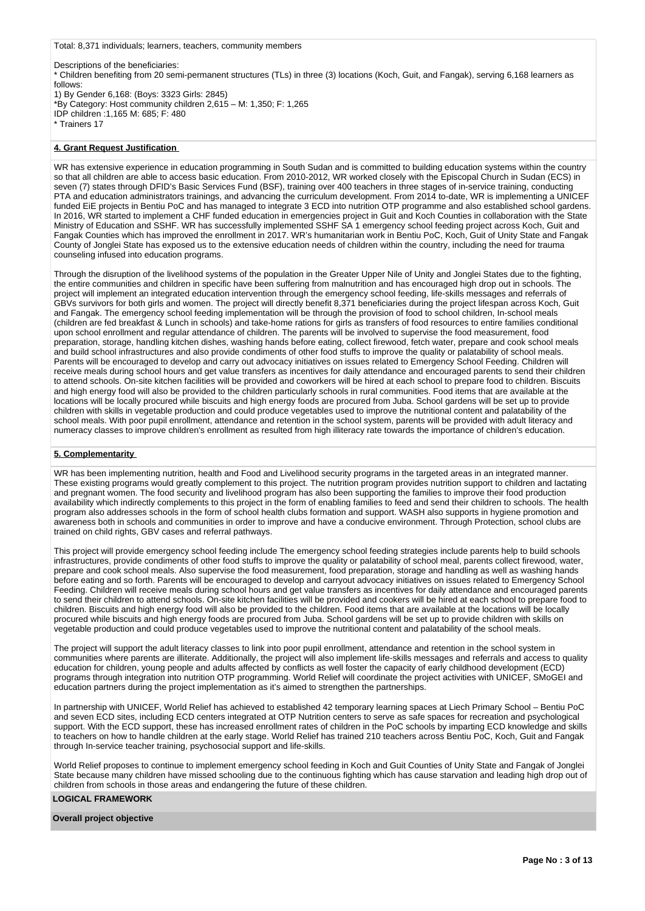Total: 8,371 individuals; learners, teachers, community members

Descriptions of the beneficiaries:
* Children benefiting from 20 semi-permanent structures (TLs) in three (3) locations (Koch, Guit, and Fangak), serving 6,168 learners as follows:
1) By Gender 6,168: (Boys: 3323 Girls: 2845)
*By Category: Host community children 2,615 – M: 1,350; F: 1,265
IDP children :1,165 M: 685; F: 480
* Trainers 17

**4. Grant Request Justification**

WR has extensive experience in education programming in South Sudan and is committed to building education systems within the country so that all children are able to access basic education. From 2010-2012, WR worked closely with the Episcopal Church in Sudan (ECS) in seven (7) states through DFID's Basic Services Fund (BSF), training over 400 teachers in three stages of in-service training, conducting PTA and education administrators trainings, and advancing the curriculum development. From 2014 to-date, WR is implementing a UNICEF funded EiE projects in Bentiu PoC and has managed to integrate 3 ECD into nutrition OTP programme and also established school gardens. In 2016, WR started to implement a CHF funded education in emergencies project in Guit and Koch Counties in collaboration with the State Ministry of Education and SSHF. WR has successfully implemented SSHF SA 1 emergency school feeding project across Koch, Guit and Fangak Counties which has improved the enrollment in 2017. WR's humanitarian work in Bentiu PoC, Koch, Guit of Unity State and Fangak County of Jonglei State has exposed us to the extensive education needs of children within the country, including the need for trauma counseling infused into education programs.

Through the disruption of the livelihood systems of the population in the Greater Upper Nile of Unity and Jonglei States due to the fighting, the entire communities and children in specific have been suffering from malnutrition and has encouraged high drop out in schools. The project will implement an integrated education intervention through the emergency school feeding, life-skills messages and referrals of GBVs survivors for both girls and women. The project will directly benefit 8,371 beneficiaries during the project lifespan across Koch, Guit and Fangak. The emergency school feeding implementation will be through the provision of food to school children, In-school meals (children are fed breakfast & Lunch in schools) and take-home rations for girls as transfers of food resources to entire families conditional upon school enrollment and regular attendance of children. The parents will be involved to supervise the food measurement, food preparation, storage, handling kitchen dishes, washing hands before eating, collect firewood, fetch water, prepare and cook school meals and build school infrastructures and also provide condiments of other food stuffs to improve the quality or palatability of school meals. Parents will be encouraged to develop and carry out advocacy initiatives on issues related to Emergency School Feeding. Children will receive meals during school hours and get value transfers as incentives for daily attendance and encouraged parents to send their children to attend schools. On-site kitchen facilities will be provided and coworkers will be hired at each school to prepare food to children. Biscuits and high energy food will also be provided to the children particularly schools in rural communities. Food items that are available at the locations will be locally procured while biscuits and high energy foods are procured from Juba. School gardens will be set up to provide children with skills in vegetable production and could produce vegetables used to improve the nutritional content and palatability of the school meals. With poor pupil enrollment, attendance and retention in the school system, parents will be provided with adult literacy and numeracy classes to improve children's enrollment as resulted from high illiteracy rate towards the importance of children's education.

**5. Complementarity**

WR has been implementing nutrition, health and Food and Livelihood security programs in the targeted areas in an integrated manner. These existing programs would greatly complement to this project. The nutrition program provides nutrition support to children and lactating and pregnant women. The food security and livelihood program has also been supporting the families to improve their food production availability which indirectly complements to this project in the form of enabling families to feed and send their children to schools. The health program also addresses schools in the form of school health clubs formation and support. WASH also supports in hygiene promotion and awareness both in schools and communities in order to improve and have a conducive environment. Through Protection, school clubs are trained on child rights, GBV cases and referral pathways.

This project will provide emergency school feeding include The emergency school feeding strategies include parents help to build schools infrastructures, provide condiments of other food stuffs to improve the quality or palatability of school meal, parents collect firewood, water, prepare and cook school meals. Also supervise the food measurement, food preparation, storage and handling as well as washing hands before eating and so forth. Parents will be encouraged to develop and carryout advocacy initiatives on issues related to Emergency School Feeding. Children will receive meals during school hours and get value transfers as incentives for daily attendance and encouraged parents to send their children to attend schools. On-site kitchen facilities will be provided and cookers will be hired at each school to prepare food to children. Biscuits and high energy food will also be provided to the children. Food items that are available at the locations will be locally procured while biscuits and high energy foods are procured from Juba. School gardens will be set up to provide children with skills on vegetable production and could produce vegetables used to improve the nutritional content and palatability of the school meals.

The project will support the adult literacy classes to link into poor pupil enrollment, attendance and retention in the school system in communities where parents are illiterate. Additionally, the project will also implement life-skills messages and referrals and access to quality education for children, young people and adults affected by conflicts as well foster the capacity of early childhood development (ECD) programs through integration into nutrition OTP programming. World Relief will coordinate the project activities with UNICEF, SMoGEI and education partners during the project implementation as it's aimed to strengthen the partnerships.

In partnership with UNICEF, World Relief has achieved to established 42 temporary learning spaces at Liech Primary School – Bentiu PoC and seven ECD sites, including ECD centers integrated at OTP Nutrition centers to serve as safe spaces for recreation and psychological support. With the ECD support, these has increased enrollment rates of children in the PoC schools by imparting ECD knowledge and skills to teachers on how to handle children at the early stage. World Relief has trained 210 teachers across Bentiu PoC, Koch, Guit and Fangak through In-service teacher training, psychosocial support and life-skills.

World Relief proposes to continue to implement emergency school feeding in Koch and Guit Counties of Unity State and Fangak of Jonglei State because many children have missed schooling due to the continuous fighting which has cause starvation and leading high drop out of children from schools in those areas and endangering the future of these children.

**LOGICAL FRAMEWORK**

**Overall project objective**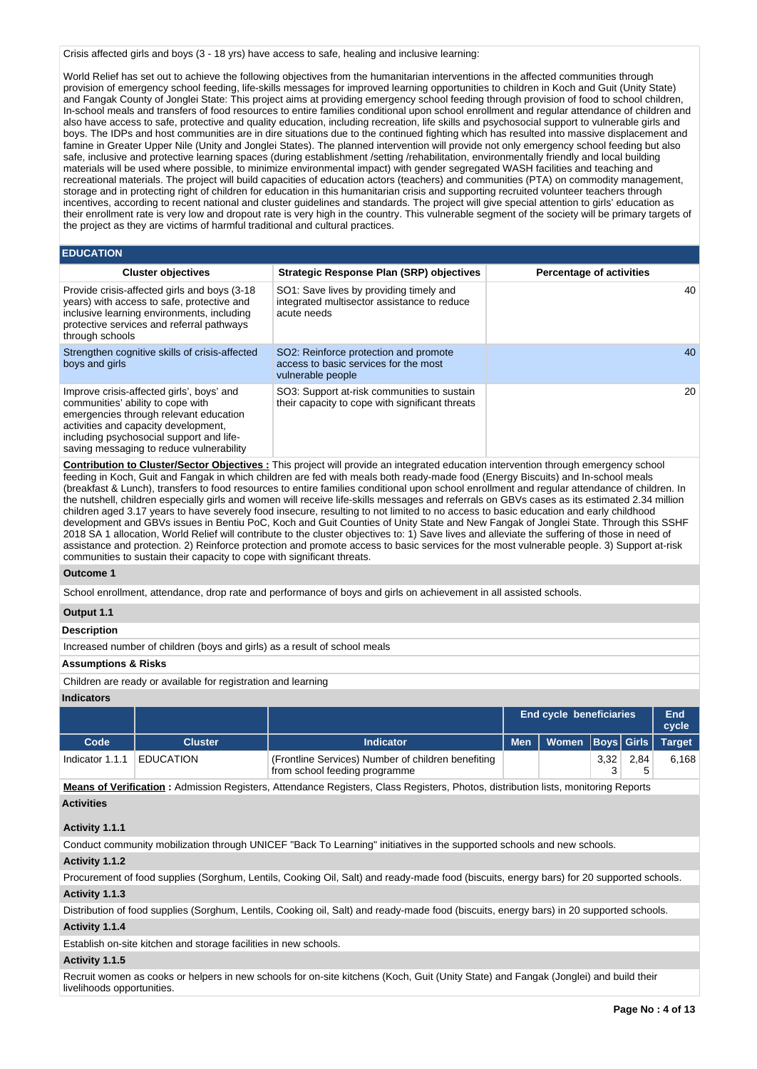Crisis affected girls and boys (3 - 18 yrs) have access to safe, healing and inclusive learning:

World Relief has set out to achieve the following objectives from the humanitarian interventions in the affected communities through provision of emergency school feeding, life-skills messages for improved learning opportunities to children in Koch and Guit (Unity State) and Fangak County of Jonglei State: This project aims at providing emergency school feeding through provision of food to school children, In-school meals and transfers of food resources to entire families conditional upon school enrollment and regular attendance of children and also have access to safe, protective and quality education, including recreation, life skills and psychosocial support to vulnerable girls and boys. The IDPs and host communities are in dire situations due to the continued fighting which has resulted into massive displacement and famine in Greater Upper Nile (Unity and Jonglei States). The planned intervention will provide not only emergency school feeding but also safe, inclusive and protective learning spaces (during establishment /setting /rehabilitation, environmentally friendly and local building materials will be used where possible, to minimize environmental impact) with gender segregated WASH facilities and teaching and recreational materials. The project will build capacities of education actors (teachers) and communities (PTA) on commodity management, storage and in protecting right of children for education in this humanitarian crisis and supporting recruited volunteer teachers through incentives, according to recent national and cluster guidelines and standards. The project will give special attention to girls' education as their enrollment rate is very low and dropout rate is very high in the country. This vulnerable segment of the society will be primary targets of the project as they are victims of harmful traditional and cultural practices.

## EDUCATION

| Cluster objectives | Strategic Response Plan (SRP) objectives | Percentage of activities |
|---|---|---|
| Provide crisis-affected girls and boys (3-18 years) with access to safe, protective and inclusive learning environments, including protective services and referral pathways through schools | SO1: Save lives by providing timely and integrated multisector assistance to reduce acute needs | 40 |
| Strengthen cognitive skills of crisis-affected boys and girls | SO2: Reinforce protection and promote access to basic services for the most vulnerable people | 40 |
| Improve crisis-affected girls', boys' and communities' ability to cope with emergencies through relevant education activities and capacity development, including psychosocial support and life-saving messaging to reduce vulnerability | SO3: Support at-risk communities to sustain their capacity to cope with significant threats | 20 |

**Contribution to Cluster/Sector Objectives :** This project will provide an integrated education intervention through emergency school feeding in Koch, Guit and Fangak in which children are fed with meals both ready-made food (Energy Biscuits) and In-school meals (breakfast & Lunch), transfers to food resources to entire families conditional upon school enrollment and regular attendance of children. In the nutshell, children especially girls and women will receive life-skills messages and referrals on GBVs cases as its estimated 2.34 million children aged 3.17 years to have severely food insecure, resulting to not limited to no access to basic education and early childhood development and GBVs issues in Bentiu PoC, Koch and Guit Counties of Unity State and New Fangak of Jonglei State. Through this SSHF 2018 SA 1 allocation, World Relief will contribute to the cluster objectives to: 1) Save lives and alleviate the suffering of those in need of assistance and protection. 2) Reinforce protection and promote access to basic services for the most vulnerable people. 3) Support at-risk communities to sustain their capacity to cope with significant threats.

**Outcome 1**

School enrollment, attendance, drop rate and performance of boys and girls on achievement in all assisted schools.

**Output 1.1**

**Description**

Increased number of children (boys and girls) as a result of school meals

**Assumptions & Risks**

Children are ready or available for registration and learning

**Indicators**

| | | | End cycle beneficiaries | | | | End cycle |
|---|---|---|---|---|---|---|---|
| Code | Cluster | Indicator | Men | Women | Boys | Girls | Target |
| Indicator 1.1.1 | EDUCATION | (Frontline Services) Number of children benefiting from school feeding programme | | | 3,323 | 2,845 | 6,168 |

**Means of Verification :** Admission Registers, Attendance Registers, Class Registers, Photos, distribution lists, monitoring Reports

**Activities**

**Activity 1.1.1**

Conduct community mobilization through UNICEF "Back To Learning" initiatives in the supported schools and new schools.

**Activity 1.1.2**

Procurement of food supplies (Sorghum, Lentils, Cooking Oil, Salt) and ready-made food (biscuits, energy bars) for 20 supported schools.

**Activity 1.1.3**

Distribution of food supplies (Sorghum, Lentils, Cooking oil, Salt) and ready-made food (biscuits, energy bars) in 20 supported schools.

**Activity 1.1.4**

Establish on-site kitchen and storage facilities in new schools.

**Activity 1.1.5**

Recruit women as cooks or helpers in new schools for on-site kitchens (Koch, Guit (Unity State) and Fangak (Jonglei) and build their livelihoods opportunities.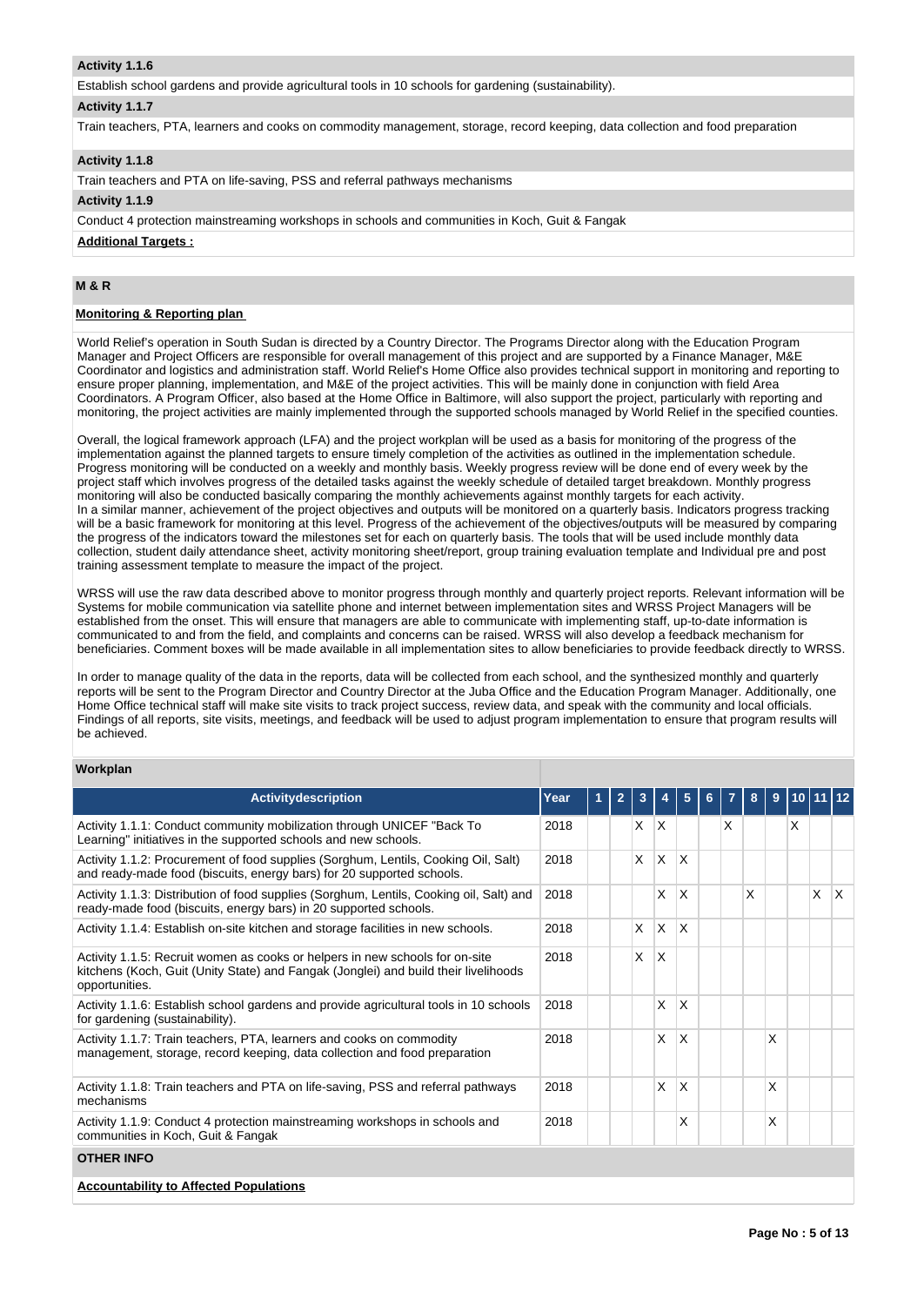**Activity 1.1.6**

Establish school gardens and provide agricultural tools in 10 schools for gardening (sustainability).

**Activity 1.1.7**

Train teachers, PTA, learners and cooks on commodity management, storage, record keeping, data collection and food preparation

**Activity 1.1.8**

Train teachers and PTA on life-saving, PSS and referral pathways mechanisms

**Activity 1.1.9**

Conduct 4 protection mainstreaming workshops in schools and communities in Koch, Guit & Fangak

**Additional Targets :**

## M & R

**Monitoring & Reporting plan**

World Relief's operation in South Sudan is directed by a Country Director. The Programs Director along with the Education Program Manager and Project Officers are responsible for overall management of this project and are supported by a Finance Manager, M&E Coordinator and logistics and administration staff. World Relief's Home Office also provides technical support in monitoring and reporting to ensure proper planning, implementation, and M&E of the project activities. This will be mainly done in conjunction with field Area Coordinators. A Program Officer, also based at the Home Office in Baltimore, will also support the project, particularly with reporting and monitoring, the project activities are mainly implemented through the supported schools managed by World Relief in the specified counties.

Overall, the logical framework approach (LFA) and the project workplan will be used as a basis for monitoring of the progress of the implementation against the planned targets to ensure timely completion of the activities as outlined in the implementation schedule. Progress monitoring will be conducted on a weekly and monthly basis. Weekly progress review will be done end of every week by the project staff which involves progress of the detailed tasks against the weekly schedule of detailed target breakdown. Monthly progress monitoring will also be conducted basically comparing the monthly achievements against monthly targets for each activity.
In a similar manner, achievement of the project objectives and outputs will be monitored on a quarterly basis. Indicators progress tracking will be a basic framework for monitoring at this level. Progress of the achievement of the objectives/outputs will be measured by comparing the progress of the indicators toward the milestones set for each on quarterly basis. The tools that will be used include monthly data collection, student daily attendance sheet, activity monitoring sheet/report, group training evaluation template and Individual pre and post training assessment template to measure the impact of the project.

WRSS will use the raw data described above to monitor progress through monthly and quarterly project reports. Relevant information will be Systems for mobile communication via satellite phone and internet between implementation sites and WRSS Project Managers will be established from the onset. This will ensure that managers are able to communicate with implementing staff, up-to-date information is communicated to and from the field, and complaints and concerns can be raised. WRSS will also develop a feedback mechanism for beneficiaries. Comment boxes will be made available in all implementation sites to allow beneficiaries to provide feedback directly to WRSS.

In order to manage quality of the data in the reports, data will be collected from each school, and the synthesized monthly and quarterly reports will be sent to the Program Director and Country Director at the Juba Office and the Education Program Manager. Additionally, one Home Office technical staff will make site visits to track project success, review data, and speak with the community and local officials. Findings of all reports, site visits, meetings, and feedback will be used to adjust program implementation to ensure that program results will be achieved.

**Workplan**

| Activitydescription | Year | 1 | 2 | 3 | 4 | 5 | 6 | 7 | 8 | 9 | 10 | 11 | 12 |
|---|---|---|---|---|---|---|---|---|---|---|---|---|---|
| Activity 1.1.1: Conduct community mobilization through UNICEF "Back To Learning" initiatives in the supported schools and new schools. | 2018 | | | X | X | | | X | | | X | | |
| Activity 1.1.2: Procurement of food supplies (Sorghum, Lentils, Cooking Oil, Salt) and ready-made food (biscuits, energy bars) for 20 supported schools. | 2018 | | | X | X | X | | | | | | | |
| Activity 1.1.3: Distribution of food supplies (Sorghum, Lentils, Cooking oil, Salt) and ready-made food (biscuits, energy bars) in 20 supported schools. | 2018 | | | | X | X | | | X | | | X | X |
| Activity 1.1.4: Establish on-site kitchen and storage facilities in new schools. | 2018 | | | X | X | X | | | | | | | |
| Activity 1.1.5: Recruit women as cooks or helpers in new schools for on-site kitchens (Koch, Guit (Unity State) and Fangak (Jonglei) and build their livelihoods opportunities. | 2018 | | | X | X | | | | | | | | |
| Activity 1.1.6: Establish school gardens and provide agricultural tools in 10 schools for gardening (sustainability). | 2018 | | | | X | X | | | | | | | |
| Activity 1.1.7: Train teachers, PTA, learners and cooks on commodity management, storage, record keeping, data collection and food preparation | 2018 | | | | X | X | | | | X | | | |
| Activity 1.1.8: Train teachers and PTA on life-saving, PSS and referral pathways mechanisms | 2018 | | | | X | X | | | | X | | | |
| Activity 1.1.9: Conduct 4 protection mainstreaming workshops in schools and communities in Koch, Guit & Fangak | 2018 | | | | | X | | | | X | | | |

## OTHER INFO

**Accountability to Affected Populations**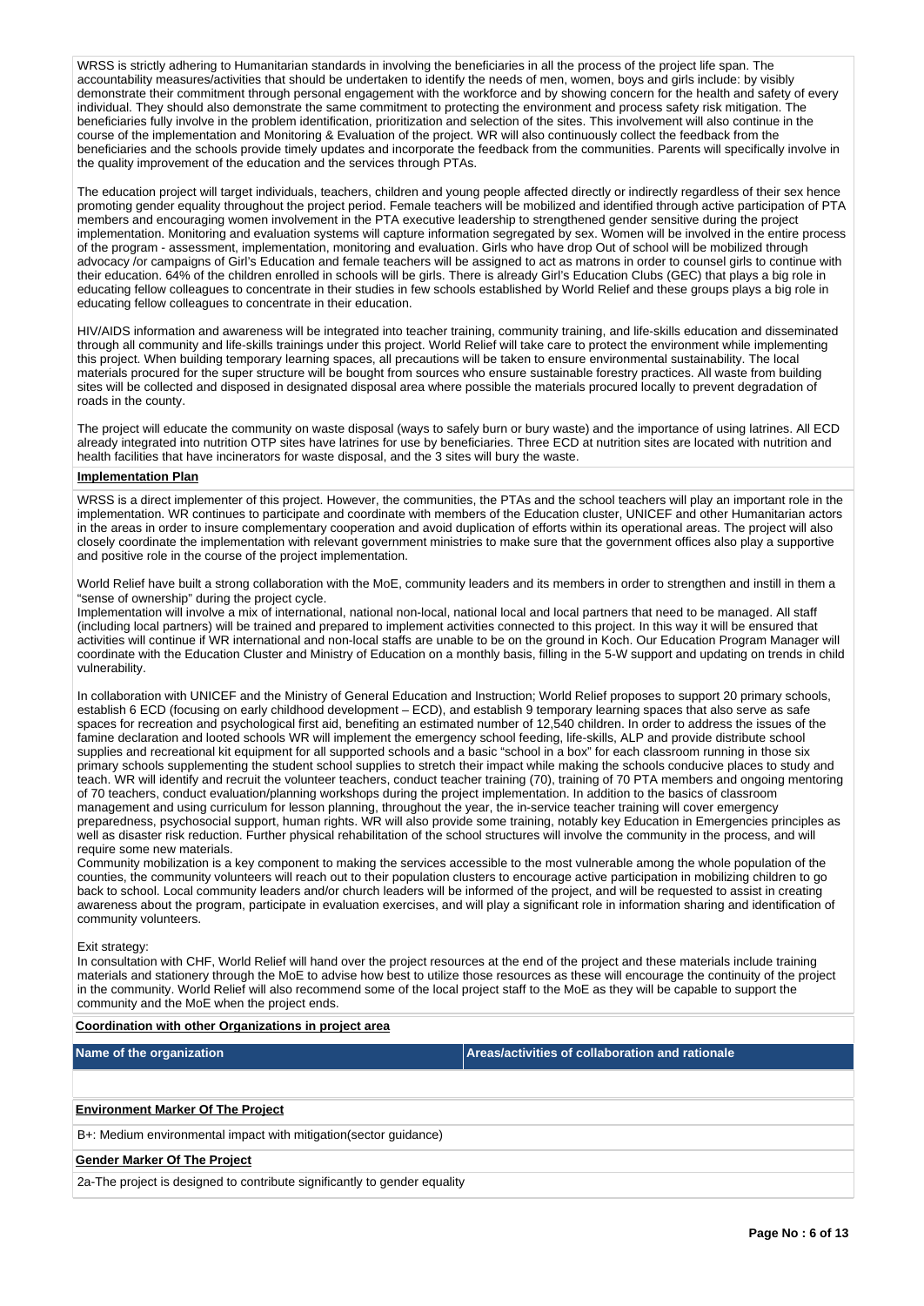WRSS is strictly adhering to Humanitarian standards in involving the beneficiaries in all the process of the project life span. The accountability measures/activities that should be undertaken to identify the needs of men, women, boys and girls include: by visibly demonstrate their commitment through personal engagement with the workforce and by showing concern for the health and safety of every individual. They should also demonstrate the same commitment to protecting the environment and process safety risk mitigation. The beneficiaries fully involve in the problem identification, prioritization and selection of the sites. This involvement will also continue in the course of the implementation and Monitoring & Evaluation of the project. WR will also continuously collect the feedback from the beneficiaries and the schools provide timely updates and incorporate the feedback from the communities. Parents will specifically involve in the quality improvement of the education and the services through PTAs.

The education project will target individuals, teachers, children and young people affected directly or indirectly regardless of their sex hence promoting gender equality throughout the project period. Female teachers will be mobilized and identified through active participation of PTA members and encouraging women involvement in the PTA executive leadership to strengthened gender sensitive during the project implementation. Monitoring and evaluation systems will capture information segregated by sex. Women will be involved in the entire process of the program - assessment, implementation, monitoring and evaluation. Girls who have drop Out of school will be mobilized through advocacy /or campaigns of Girl's Education and female teachers will be assigned to act as matrons in order to counsel girls to continue with their education. 64% of the children enrolled in schools will be girls. There is already Girl's Education Clubs (GEC) that plays a big role in educating fellow colleagues to concentrate in their studies in few schools established by World Relief and these groups plays a big role in educating fellow colleagues to concentrate in their education.

HIV/AIDS information and awareness will be integrated into teacher training, community training, and life-skills education and disseminated through all community and life-skills trainings under this project. World Relief will take care to protect the environment while implementing this project. When building temporary learning spaces, all precautions will be taken to ensure environmental sustainability. The local materials procured for the super structure will be bought from sources who ensure sustainable forestry practices. All waste from building sites will be collected and disposed in designated disposal area where possible the materials procured locally to prevent degradation of roads in the county.

The project will educate the community on waste disposal (ways to safely burn or bury waste) and the importance of using latrines. All ECD already integrated into nutrition OTP sites have latrines for use by beneficiaries. Three ECD at nutrition sites are located with nutrition and health facilities that have incinerators for waste disposal, and the 3 sites will bury the waste.

**Implementation Plan**

WRSS is a direct implementer of this project. However, the communities, the PTAs and the school teachers will play an important role in the implementation. WR continues to participate and coordinate with members of the Education cluster, UNICEF and other Humanitarian actors in the areas in order to insure complementary cooperation and avoid duplication of efforts within its operational areas. The project will also closely coordinate the implementation with relevant government ministries to make sure that the government offices also play a supportive and positive role in the course of the project implementation.

World Relief have built a strong collaboration with the MoE, community leaders and its members in order to strengthen and instill in them a "sense of ownership" during the project cycle.
Implementation will involve a mix of international, national non-local, national local and local partners that need to be managed. All staff (including local partners) will be trained and prepared to implement activities connected to this project. In this way it will be ensured that activities will continue if WR international and non-local staffs are unable to be on the ground in Koch. Our Education Program Manager will coordinate with the Education Cluster and Ministry of Education on a monthly basis, filling in the 5-W support and updating on trends in child vulnerability.

In collaboration with UNICEF and the Ministry of General Education and Instruction; World Relief proposes to support 20 primary schools, establish 6 ECD (focusing on early childhood development – ECD), and establish 9 temporary learning spaces that also serve as safe spaces for recreation and psychological first aid, benefiting an estimated number of 12,540 children. In order to address the issues of the famine declaration and looted schools WR will implement the emergency school feeding, life-skills, ALP and provide distribute school supplies and recreational kit equipment for all supported schools and a basic "school in a box" for each classroom running in those six primary schools supplementing the student school supplies to stretch their impact while making the schools conducive places to study and teach. WR will identify and recruit the volunteer teachers, conduct teacher training (70), training of 70 PTA members and ongoing mentoring of 70 teachers, conduct evaluation/planning workshops during the project implementation. In addition to the basics of classroom management and using curriculum for lesson planning, throughout the year, the in-service teacher training will cover emergency preparedness, psychosocial support, human rights. WR will also provide some training, notably key Education in Emergencies principles as well as disaster risk reduction. Further physical rehabilitation of the school structures will involve the community in the process, and will require some new materials.
Community mobilization is a key component to making the services accessible to the most vulnerable among the whole population of the counties, the community volunteers will reach out to their population clusters to encourage active participation in mobilizing children to go back to school. Local community leaders and/or church leaders will be informed of the project, and will be requested to assist in creating awareness about the program, participate in evaluation exercises, and will play a significant role in information sharing and identification of community volunteers.

Exit strategy:
In consultation with CHF, World Relief will hand over the project resources at the end of the project and these materials include training materials and stationery through the MoE to advise how best to utilize those resources as these will encourage the continuity of the project in the community. World Relief will also recommend some of the local project staff to the MoE as they will be capable to support the community and the MoE when the project ends.

**Coordination with other Organizations in project area**

| Name of the organization | Areas/activities of collaboration and rationale |
| --- | --- |
| | |

**Environment Marker Of The Project**

B+: Medium environmental impact with mitigation(sector guidance)

**Gender Marker Of The Project**

2a-The project is designed to contribute significantly to gender equality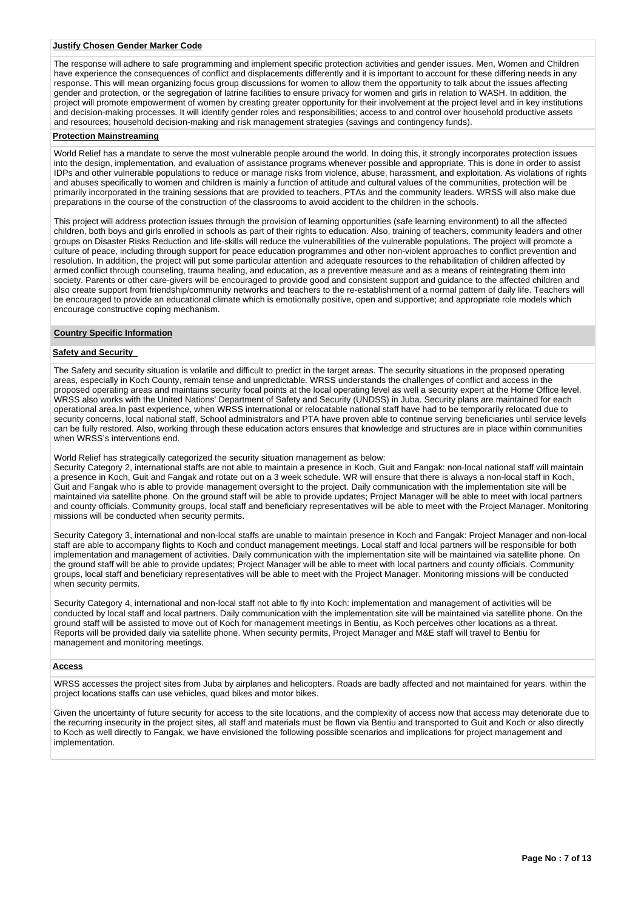**Justify Chosen Gender Marker Code**

The response will adhere to safe programming and implement specific protection activities and gender issues. Men, Women and Children have experience the consequences of conflict and displacements differently and it is important to account for these differing needs in any response. This will mean organizing focus group discussions for women to allow them the opportunity to talk about the issues affecting gender and protection, or the segregation of latrine facilities to ensure privacy for women and girls in relation to WASH. In addition, the project will promote empowerment of women by creating greater opportunity for their involvement at the project level and in key institutions and decision-making processes. It will identify gender roles and responsibilities; access to and control over household productive assets and resources; household decision-making and risk management strategies (savings and contingency funds).

**Protection Mainstreaming**

World Relief has a mandate to serve the most vulnerable people around the world. In doing this, it strongly incorporates protection issues into the design, implementation, and evaluation of assistance programs whenever possible and appropriate. This is done in order to assist IDPs and other vulnerable populations to reduce or manage risks from violence, abuse, harassment, and exploitation. As violations of rights and abuses specifically to women and children is mainly a function of attitude and cultural values of the communities, protection will be primarily incorporated in the training sessions that are provided to teachers, PTAs and the community leaders. WRSS will also make due preparations in the course of the construction of the classrooms to avoid accident to the children in the schools.

This project will address protection issues through the provision of learning opportunities (safe learning environment) to all the affected children, both boys and girls enrolled in schools as part of their rights to education. Also, training of teachers, community leaders and other groups on Disaster Risks Reduction and life-skills will reduce the vulnerabilities of the vulnerable populations. The project will promote a culture of peace, including through support for peace education programmes and other non-violent approaches to conflict prevention and resolution. In addition, the project will put some particular attention and adequate resources to the rehabilitation of children affected by armed conflict through counseling, trauma healing, and education, as a preventive measure and as a means of reintegrating them into society. Parents or other care-givers will be encouraged to provide good and consistent support and guidance to the affected children and also create support from friendship/community networks and teachers to the re-establishment of a normal pattern of daily life. Teachers will be encouraged to provide an educational climate which is emotionally positive, open and supportive; and appropriate role models which encourage constructive coping mechanism.

## Country Specific Information

**Safety and Security**

The Safety and security situation is volatile and difficult to predict in the target areas. The security situations in the proposed operating areas, especially in Koch County, remain tense and unpredictable. WRSS understands the challenges of conflict and access in the proposed operating areas and maintains security focal points at the local operating level as well a security expert at the Home Office level. WRSS also works with the United Nations' Department of Safety and Security (UNDSS) in Juba. Security plans are maintained for each operational area.In past experience, when WRSS international or relocatable national staff have had to be temporarily relocated due to security concerns, local national staff, School administrators and PTA have proven able to continue serving beneficiaries until service levels can be fully restored. Also, working through these education actors ensures that knowledge and structures are in place within communities when WRSS's interventions end.

World Relief has strategically categorized the security situation management as below:
Security Category 2, international staffs are not able to maintain a presence in Koch, Guit and Fangak: non-local national staff will maintain a presence in Koch, Guit and Fangak and rotate out on a 3 week schedule. WR will ensure that there is always a non-local staff in Koch, Guit and Fangak who is able to provide management oversight to the project. Daily communication with the implementation site will be maintained via satellite phone. On the ground staff will be able to provide updates; Project Manager will be able to meet with local partners and county officials. Community groups, local staff and beneficiary representatives will be able to meet with the Project Manager. Monitoring missions will be conducted when security permits.

Security Category 3, international and non-local staffs are unable to maintain presence in Koch and Fangak: Project Manager and non-local staff are able to accompany flights to Koch and conduct management meetings. Local staff and local partners will be responsible for both implementation and management of activities. Daily communication with the implementation site will be maintained via satellite phone. On the ground staff will be able to provide updates; Project Manager will be able to meet with local partners and county officials. Community groups, local staff and beneficiary representatives will be able to meet with the Project Manager. Monitoring missions will be conducted when security permits.

Security Category 4, international and non-local staff not able to fly into Koch: implementation and management of activities will be conducted by local staff and local partners. Daily communication with the implementation site will be maintained via satellite phone. On the ground staff will be assisted to move out of Koch for management meetings in Bentiu, as Koch perceives other locations as a threat. Reports will be provided daily via satellite phone. When security permits, Project Manager and M&E staff will travel to Bentiu for management and monitoring meetings.

**Access**

WRSS accesses the project sites from Juba by airplanes and helicopters. Roads are badly affected and not maintained for years. within the project locations staffs can use vehicles, quad bikes and motor bikes.

Given the uncertainty of future security for access to the site locations, and the complexity of access now that access may deteriorate due to the recurring insecurity in the project sites, all staff and materials must be flown via Bentiu and transported to Guit and Koch or also directly to Koch as well directly to Fangak, we have envisioned the following possible scenarios and implications for project management and implementation.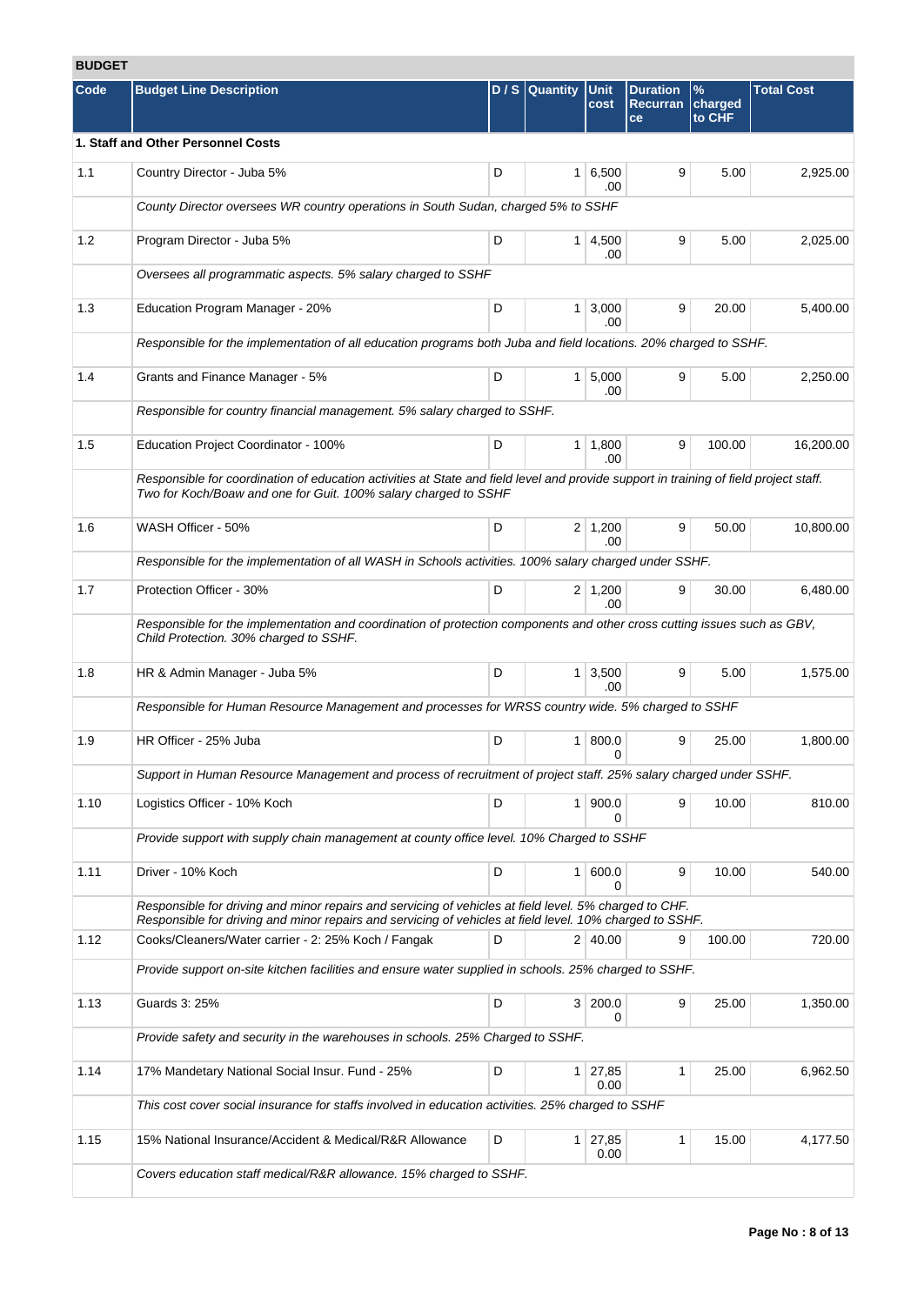## BUDGET

| Code | Budget Line Description | D / S | Quantity | Unit cost | Duration Recurrance | % charged to CHF | Total Cost |
|---|---|---|---|---|---|---|---|
| **1. Staff and Other Personnel Costs** | | | | | | | |
| 1.1 | Country Director - Juba 5% | D | 1 | 6,500.00 | 9 | 5.00 | 2,925.00 |
| | *County Director oversees WR country operations in South Sudan, charged 5% to SSHF* | | | | | | |
| 1.2 | Program Director - Juba 5% | D | 1 | 4,500.00 | 9 | 5.00 | 2,025.00 |
| | *Oversees all programmatic aspects. 5% salary charged to SSHF* | | | | | | |
| 1.3 | Education Program Manager - 20% | D | 1 | 3,000.00 | 9 | 20.00 | 5,400.00 |
| | *Responsible for the implementation of all education programs both Juba and field locations. 20% charged to SSHF.* | | | | | | |
| 1.4 | Grants and Finance Manager - 5% | D | 1 | 5,000.00 | 9 | 5.00 | 2,250.00 |
| | *Responsible for country financial management. 5% salary charged to SSHF.* | | | | | | |
| 1.5 | Education Project Coordinator - 100% | D | 1 | 1,800.00 | 9 | 100.00 | 16,200.00 |
| | *Responsible for coordination of education activities at State and field level and provide support in training of field project staff. Two for Koch/Boaw and one for Guit. 100% salary charged to SSHF* | | | | | | |
| 1.6 | WASH Officer - 50% | D | 2 | 1,200.00 | 9 | 50.00 | 10,800.00 |
| | *Responsible for the implementation of all WASH in Schools activities. 100% salary charged under SSHF.* | | | | | | |
| 1.7 | Protection Officer - 30% | D | 2 | 1,200.00 | 9 | 30.00 | 6,480.00 |
| | *Responsible for the implementation and coordination of protection components and other cross cutting issues such as GBV, Child Protection. 30% charged to SSHF.* | | | | | | |
| 1.8 | HR & Admin Manager - Juba 5% | D | 1 | 3,500.00 | 9 | 5.00 | 1,575.00 |
| | *Responsible for Human Resource Management and processes for WRSS country wide. 5% charged to SSHF* | | | | | | |
| 1.9 | HR Officer - 25% Juba | D | 1 | 800.00 | 9 | 25.00 | 1,800.00 |
| | *Support in Human Resource Management and process of recruitment of project staff. 25% salary charged under SSHF.* | | | | | | |
| 1.10 | Logistics Officer - 10% Koch | D | 1 | 900.00 | 9 | 10.00 | 810.00 |
| | *Provide support with supply chain management at county office level. 10% Charged to SSHF* | | | | | | |
| 1.11 | Driver - 10% Koch | D | 1 | 600.00 | 9 | 10.00 | 540.00 |
| | *Responsible for driving and minor repairs and servicing of vehicles at field level. 5% charged to CHF. Responsible for driving and minor repairs and servicing of vehicles at field level. 10% charged to SSHF.* | | | | | | |
| 1.12 | Cooks/Cleaners/Water carrier - 2: 25% Koch / Fangak | D | 2 | 40.00 | 9 | 100.00 | 720.00 |
| | *Provide support on-site kitchen facilities and ensure water supplied in schools. 25% charged to SSHF.* | | | | | | |
| 1.13 | Guards 3: 25% | D | 3 | 200.00 | 9 | 25.00 | 1,350.00 |
| | *Provide safety and security in the warehouses in schools. 25% Charged to SSHF.* | | | | | | |
| 1.14 | 17% Mandetary National Social Insur. Fund - 25% | D | 1 | 27,850.00 | 1 | 25.00 | 6,962.50 |
| | *This cost cover social insurance for staffs involved in education activities. 25% charged to SSHF* | | | | | | |
| 1.15 | 15% National Insurance/Accident & Medical/R&R Allowance | D | 1 | 27,850.00 | 1 | 15.00 | 4,177.50 |
| | *Covers education staff medical/R&R allowance. 15% charged to SSHF.* | | | | | | |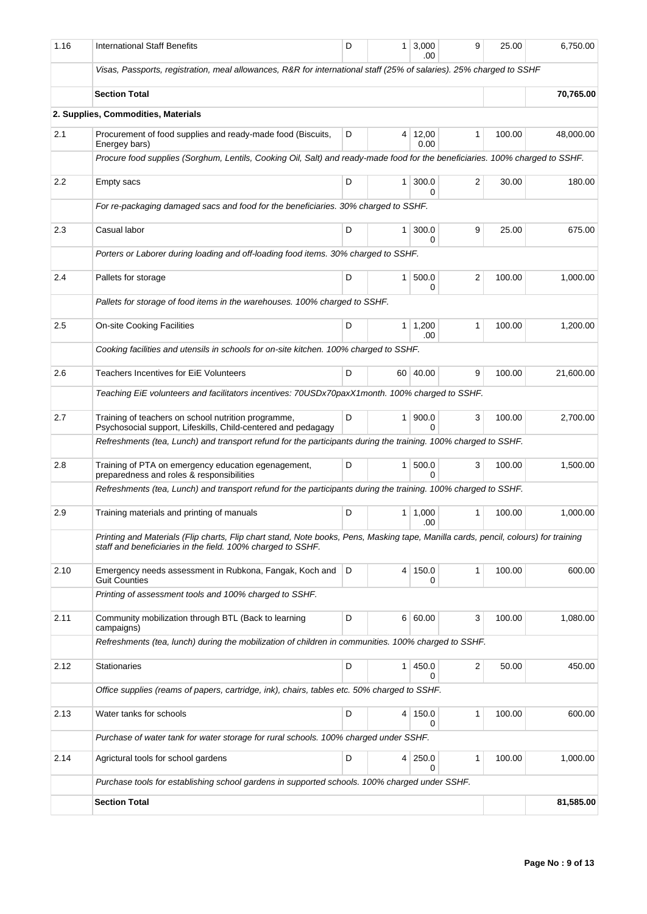| 1.16 | International Staff Benefits | D | 1 | 3,000.00 | 9 | 25.00 | 6,750.00 |
|---|---|---|---|---|---|---|---|
| | *Visas, Passports, registration, meal allowances, R&R for international staff (25% of salaries). 25% charged to SSHF* | | | | | | |
| | **Section Total** | | | | | | **70,765.00** |
| | **2. Supplies, Commodities, Materials** | | | | | | |
| 2.1 | Procurement of food supplies and ready-made food (Biscuits, Energey bars) | D | 4 | 12,000.00 | 1 | 100.00 | 48,000.00 |
| | *Procure food supplies (Sorghum, Lentils, Cooking Oil, Salt) and ready-made food for the beneficiaries. 100% charged to SSHF.* | | | | | | |
| 2.2 | Empty sacs | D | 1 | 300.00 | 2 | 30.00 | 180.00 |
| | *For re-packaging damaged sacs and food for the beneficiaries. 30% charged to SSHF.* | | | | | | |
| 2.3 | Casual labor | D | 1 | 300.00 | 9 | 25.00 | 675.00 |
| | *Porters or Laborer during loading and off-loading food items. 30% charged to SSHF.* | | | | | | |
| 2.4 | Pallets for storage | D | 1 | 500.00 | 2 | 100.00 | 1,000.00 |
| | *Pallets for storage of food items in the warehouses. 100% charged to SSHF.* | | | | | | |
| 2.5 | On-site Cooking Facilities | D | 1 | 1,200.00 | 1 | 100.00 | 1,200.00 |
| | *Cooking facilities and utensils in schools for on-site kitchen. 100% charged to SSHF.* | | | | | | |
| 2.6 | Teachers Incentives for EiE Volunteers | D | 60 | 40.00 | 9 | 100.00 | 21,600.00 |
| | *Teaching EiE volunteers and facilitators incentives: 70USDx70paxX1month. 100% charged to SSHF.* | | | | | | |
| 2.7 | Training of teachers on school nutrition programme, Psychosocial support, Lifeskills, Child-centered and pedagagy | D | 1 | 900.00 | 3 | 100.00 | 2,700.00 |
| | *Refreshments (tea, Lunch) and transport refund for the participants during the training. 100% charged to SSHF.* | | | | | | |
| 2.8 | Training of PTA on emergency education egenagement, preparedness and roles & responsibilities | D | 1 | 500.00 | 3 | 100.00 | 1,500.00 |
| | *Refreshments (tea, Lunch) and transport refund for the participants during the training. 100% charged to SSHF.* | | | | | | |
| 2.9 | Training materials and printing of manuals | D | 1 | 1,000.00 | 1 | 100.00 | 1,000.00 |
| | *Printing and Materials (Flip charts, Flip chart stand, Note books, Pens, Masking tape, Manilla cards, pencil, colours) for training staff and beneficiaries in the field. 100% charged to SSHF.* | | | | | | |
| 2.10 | Emergency needs assessment in Rubkona, Fangak, Koch and Guit Counties | D | 4 | 150.00 | 1 | 100.00 | 600.00 |
| | *Printing of assessment tools and 100% charged to SSHF.* | | | | | | |
| 2.11 | Community mobilization through BTL (Back to learning campaigns) | D | 6 | 60.00 | 3 | 100.00 | 1,080.00 |
| | *Refreshments (tea, lunch) during the mobilization of children in communities. 100% charged to SSHF.* | | | | | | |
| 2.12 | Stationaries | D | 1 | 450.00 | 2 | 50.00 | 450.00 |
| | *Office supplies (reams of papers, cartridge, ink), chairs, tables etc. 50% charged to SSHF.* | | | | | | |
| 2.13 | Water tanks for schools | D | 4 | 150.00 | 1 | 100.00 | 600.00 |
| | *Purchase of water tank for water storage for rural schools. 100% charged under SSHF.* | | | | | | |
| 2.14 | Agrictural tools for school gardens | D | 4 | 250.00 | 1 | 100.00 | 1,000.00 |
| | *Purchase tools for establishing school gardens in supported schools. 100% charged under SSHF.* | | | | | | |
| | **Section Total** | | | | | | **81,585.00** |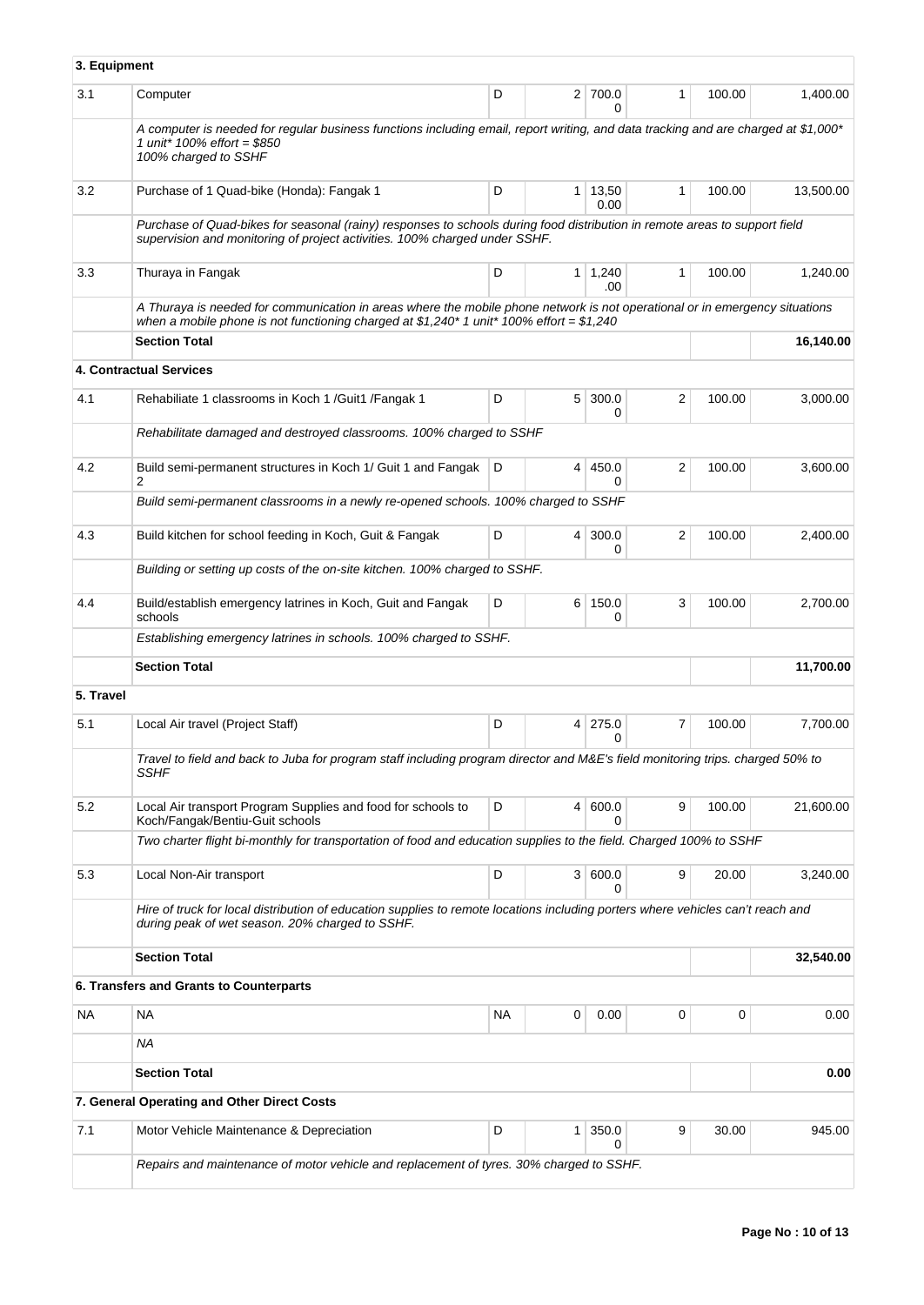| **3. Equipment** | | | | | | | |
|---|---|---|---|---|---|---|---|
| 3.1 | Computer | D | 2 | 700.00 | 1 | 100.00 | 1,400.00 |
| | *A computer is needed for regular business functions including email, report writing, and data tracking and are charged at $1,000* 1 unit* 100% effort = $850 100% charged to SSHF* | | | | | | |
| 3.2 | Purchase of 1 Quad-bike (Honda): Fangak 1 | D | 1 | 13,500.00 | 1 | 100.00 | 13,500.00 |
| | *Purchase of Quad-bikes for seasonal (rainy) responses to schools during food distribution in remote areas to support field supervision and monitoring of project activities. 100% charged under SSHF.* | | | | | | |
| 3.3 | Thuraya in Fangak | D | 1 | 1,240.00 | 1 | 100.00 | 1,240.00 |
| | *A Thuraya is needed for communication in areas where the mobile phone network is not operational or in emergency situations when a mobile phone is not functioning charged at $1,240* 1 unit* 100% effort = $1,240* | | | | | | |
| | **Section Total** | | | | | | **16,140.00** |
| | **4. Contractual Services** | | | | | | |
| 4.1 | Rehabiliate 1 classrooms in Koch 1 /Guit1 /Fangak 1 | D | 5 | 300.00 | 2 | 100.00 | 3,000.00 |
| | *Rehabilitate damaged and destroyed classrooms. 100% charged to SSHF* | | | | | | |
| 4.2 | Build semi-permanent structures in Koch 1/ Guit 1 and Fangak 2 | D | 4 | 450.00 | 2 | 100.00 | 3,600.00 |
| | *Build semi-permanent classrooms in a newly re-opened schools. 100% charged to SSHF* | | | | | | |
| 4.3 | Build kitchen for school feeding in Koch, Guit & Fangak | D | 4 | 300.00 | 2 | 100.00 | 2,400.00 |
| | *Building or setting up costs of the on-site kitchen. 100% charged to SSHF.* | | | | | | |
| 4.4 | Build/establish emergency latrines in Koch, Guit and Fangak schools | D | 6 | 150.00 | 3 | 100.00 | 2,700.00 |
| | *Establishing emergency latrines in schools. 100% charged to SSHF.* | | | | | | |
| | **Section Total** | | | | | | **11,700.00** |
| **5. Travel** | | | | | | | |
| 5.1 | Local Air travel (Project Staff) | D | 4 | 275.00 | 7 | 100.00 | 7,700.00 |
| | *Travel to field and back to Juba for program staff including program director and M&E's field monitoring trips. charged 50% to SSHF* | | | | | | |
| 5.2 | Local Air transport Program Supplies and food for schools to Koch/Fangak/Bentiu-Guit schools | D | 4 | 600.00 | 9 | 100.00 | 21,600.00 |
| | *Two charter flight bi-monthly for transportation of food and education supplies to the field. Charged 100% to SSHF* | | | | | | |
| 5.3 | Local Non-Air transport | D | 3 | 600.00 | 9 | 20.00 | 3,240.00 |
| | *Hire of truck for local distribution of education supplies to remote locations including porters where vehicles can't reach and during peak of wet season. 20% charged to SSHF.* | | | | | | |
| | **Section Total** | | | | | | **32,540.00** |
| | **6. Transfers and Grants to Counterparts** | | | | | | |
| NA | NA | NA | 0 | 0.00 | 0 | 0 | 0.00 |
| | *NA* | | | | | | |
| | **Section Total** | | | | | | **0.00** |
| | **7. General Operating and Other Direct Costs** | | | | | | |
| 7.1 | Motor Vehicle Maintenance & Depreciation | D | 1 | 350.00 | 9 | 30.00 | 945.00 |
| | *Repairs and maintenance of motor vehicle and replacement of tyres. 30% charged to SSHF.* | | | | | | |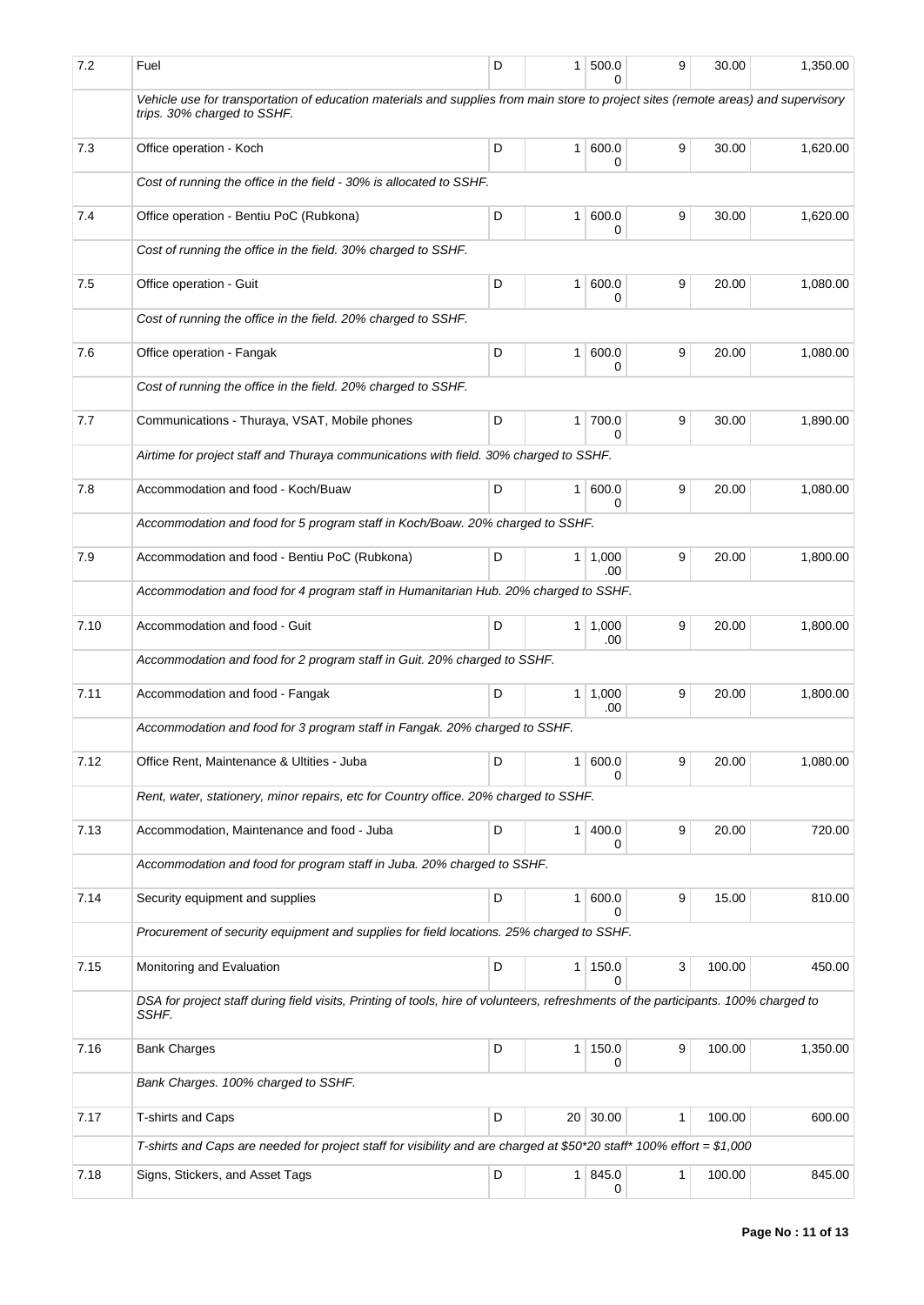| 7.2 | Fuel | D | 1 | 500.00 | 9 | 30.00 | 1,350.00 |
|---|---|---|---|---|---|---|---|
| | *Vehicle use for transportation of education materials and supplies from main store to project sites (remote areas) and supervisory trips. 30% charged to SSHF.* | | | | | | |
| 7.3 | Office operation - Koch | D | 1 | 600.00 | 9 | 30.00 | 1,620.00 |
| | *Cost of running the office in the field - 30% is allocated to SSHF.* | | | | | | |
| 7.4 | Office operation - Bentiu PoC (Rubkona) | D | 1 | 600.00 | 9 | 30.00 | 1,620.00 |
| | *Cost of running the office in the field. 30% charged to SSHF.* | | | | | | |
| 7.5 | Office operation - Guit | D | 1 | 600.00 | 9 | 20.00 | 1,080.00 |
| | *Cost of running the office in the field. 20% charged to SSHF.* | | | | | | |
| 7.6 | Office operation - Fangak | D | 1 | 600.00 | 9 | 20.00 | 1,080.00 |
| | *Cost of running the office in the field. 20% charged to SSHF.* | | | | | | |
| 7.7 | Communications - Thuraya, VSAT, Mobile phones | D | 1 | 700.00 | 9 | 30.00 | 1,890.00 |
| | *Airtime for project staff and Thuraya communications with field. 30% charged to SSHF.* | | | | | | |
| 7.8 | Accommodation and food - Koch/Buaw | D | 1 | 600.00 | 9 | 20.00 | 1,080.00 |
| | *Accommodation and food for 5 program staff in Koch/Boaw. 20% charged to SSHF.* | | | | | | |
| 7.9 | Accommodation and food - Bentiu PoC (Rubkona) | D | 1 | 1,000.00 | 9 | 20.00 | 1,800.00 |
| | *Accommodation and food for 4 program staff in Humanitarian Hub. 20% charged to SSHF.* | | | | | | |
| 7.10 | Accommodation and food - Guit | D | 1 | 1,000.00 | 9 | 20.00 | 1,800.00 |
| | *Accommodation and food for 2 program staff in Guit. 20% charged to SSHF.* | | | | | | |
| 7.11 | Accommodation and food - Fangak | D | 1 | 1,000.00 | 9 | 20.00 | 1,800.00 |
| | *Accommodation and food for 3 program staff in Fangak. 20% charged to SSHF.* | | | | | | |
| 7.12 | Office Rent, Maintenance & Ultities - Juba | D | 1 | 600.00 | 9 | 20.00 | 1,080.00 |
| | *Rent, water, stationery, minor repairs, etc for Country office. 20% charged to SSHF.* | | | | | | |
| 7.13 | Accommodation, Maintenance and food - Juba | D | 1 | 400.00 | 9 | 20.00 | 720.00 |
| | *Accommodation and food for program staff in Juba. 20% charged to SSHF.* | | | | | | |
| 7.14 | Security equipment and supplies | D | 1 | 600.00 | 9 | 15.00 | 810.00 |
| | *Procurement of security equipment and supplies for field locations. 25% charged to SSHF.* | | | | | | |
| 7.15 | Monitoring and Evaluation | D | 1 | 150.00 | 3 | 100.00 | 450.00 |
| | *DSA for project staff during field visits, Printing of tools, hire of volunteers, refreshments of the participants. 100% charged to SSHF.* | | | | | | |
| 7.16 | Bank Charges | D | 1 | 150.00 | 9 | 100.00 | 1,350.00 |
| | *Bank Charges. 100% charged to SSHF.* | | | | | | |
| 7.17 | T-shirts and Caps | D | 20 | 30.00 | 1 | 100.00 | 600.00 |
| | *T-shirts and Caps are needed for project staff for visibility and are charged at $50*20 staff* 100% effort = $1,000* | | | | | | |
| 7.18 | Signs, Stickers, and Asset Tags | D | 1 | 845.00 | 1 | 100.00 | 845.00 |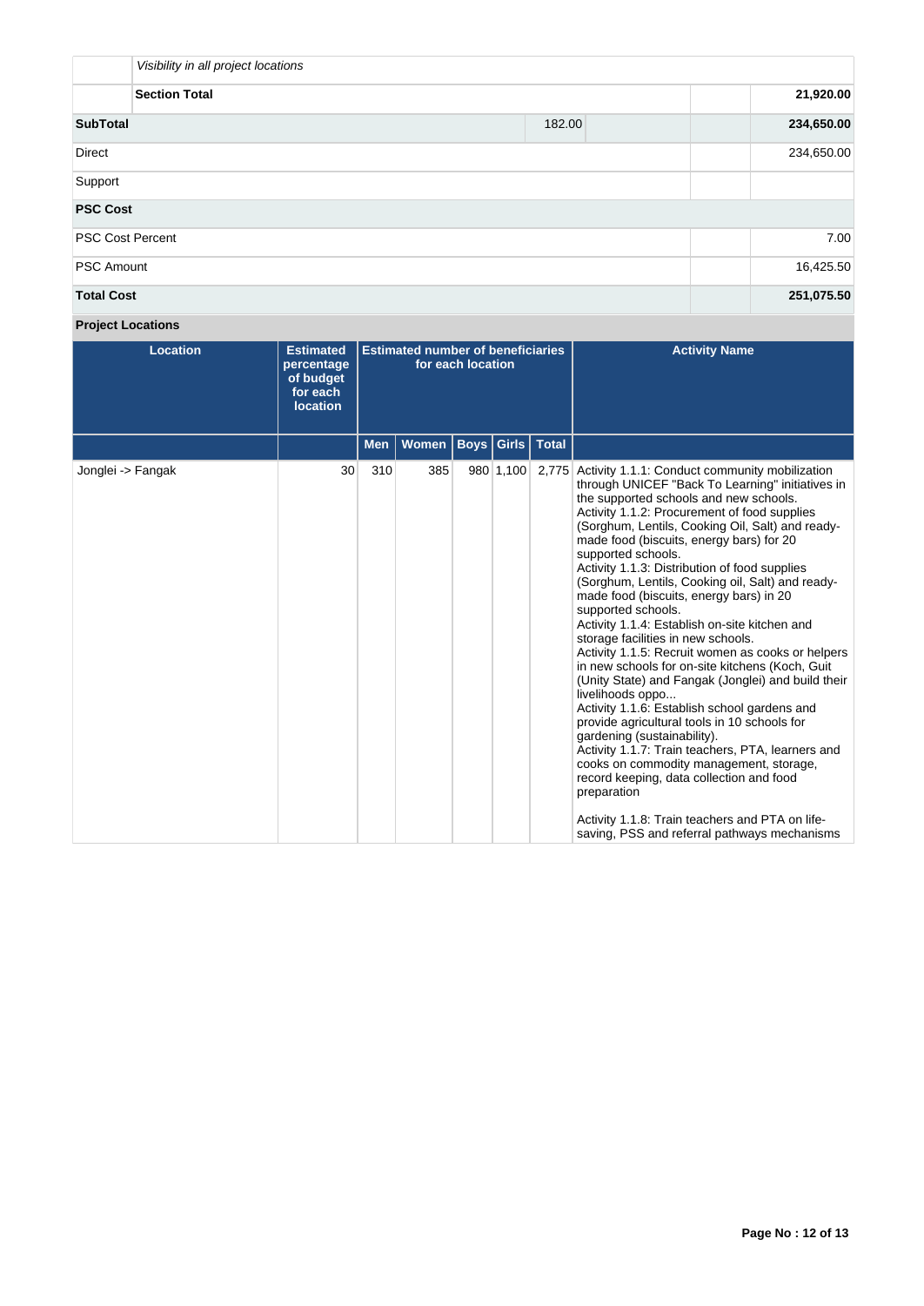|  | *Visibility in all project locations* |  |  |  |
|---|---|---|---|---|
|  | **Section Total** |  |  | **21,920.00** |
| **SubTotal** |  | 182.00 |  | **234,650.00** |
| Direct |  |  |  | 234,650.00 |
| Support |  |  |  |  |
| **PSC Cost** |  |  |  |  |
| PSC Cost Percent |  |  |  | 7.00 |
| PSC Amount |  |  |  | 16,425.50 |
| **Total Cost** |  |  |  | **251,075.50** |

**Project Locations**

| Location | Estimated percentage of budget for each location | Estimated number of beneficiaries for each location | | | | | Activity Name |
|---|---|---|---|---|---|---|---|
| | | Men | Women | Boys | Girls | Total | |
| Jonglei -> Fangak | 30 | 310 | 385 | 980 | 1,100 | 2,775 | Activity 1.1.1: Conduct community mobilization through UNICEF "Back To Learning" initiatives in the supported schools and new schools.<br>Activity 1.1.2: Procurement of food supplies (Sorghum, Lentils, Cooking Oil, Salt) and ready-made food (biscuits, energy bars) for 20 supported schools.<br>Activity 1.1.3: Distribution of food supplies (Sorghum, Lentils, Cooking oil, Salt) and ready-made food (biscuits, energy bars) in 20 supported schools.<br>Activity 1.1.4: Establish on-site kitchen and storage facilities in new schools.<br>Activity 1.1.5: Recruit women as cooks or helpers in new schools for on-site kitchens (Koch, Guit (Unity State) and Fangak (Jonglei) and build their livelihoods oppo...<br>Activity 1.1.6: Establish school gardens and provide agricultural tools in 10 schools for gardening (sustainability).<br>Activity 1.1.7: Train teachers, PTA, learners and cooks on commodity management, storage, record keeping, data collection and food preparation<br><br>Activity 1.1.8: Train teachers and PTA on life-saving, PSS and referral pathways mechanisms |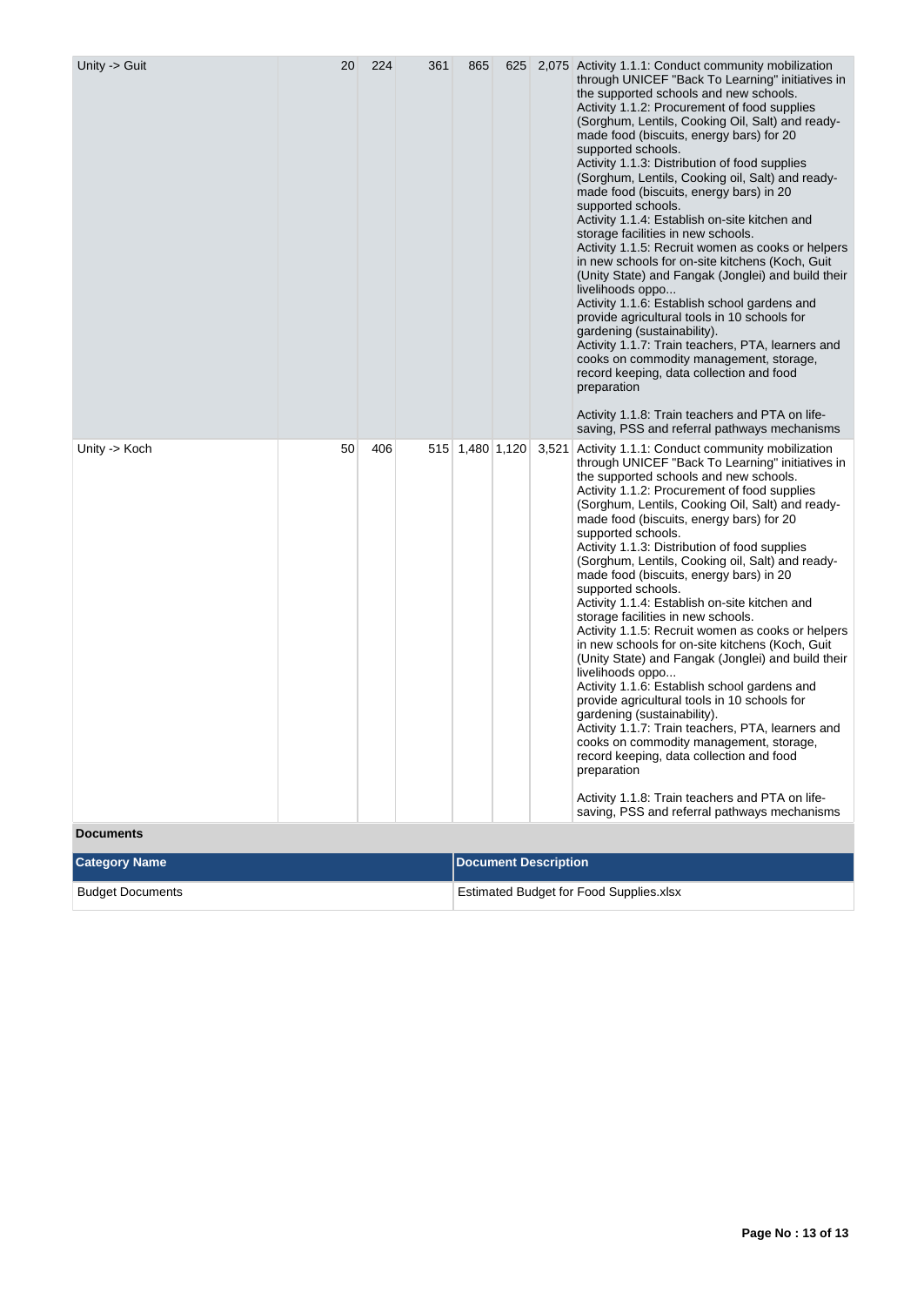| | | | | | | | |
|---|---|---|---|---|---|---|---|
| Unity -> Guit | 20 | 224 | 361 | 865 | 625 | 2,075 | Activity 1.1.1: Conduct community mobilization through UNICEF "Back To Learning" initiatives in the supported schools and new schools.<br>Activity 1.1.2: Procurement of food supplies (Sorghum, Lentils, Cooking Oil, Salt) and ready-made food (biscuits, energy bars) for 20 supported schools.<br>Activity 1.1.3: Distribution of food supplies (Sorghum, Lentils, Cooking oil, Salt) and ready-made food (biscuits, energy bars) in 20 supported schools.<br>Activity 1.1.4: Establish on-site kitchen and storage facilities in new schools.<br>Activity 1.1.5: Recruit women as cooks or helpers in new schools for on-site kitchens (Koch, Guit (Unity State) and Fangak (Jonglei) and build their livelihoods oppo...<br>Activity 1.1.6: Establish school gardens and provide agricultural tools in 10 schools for gardening (sustainability).<br>Activity 1.1.7: Train teachers, PTA, learners and cooks on commodity management, storage, record keeping, data collection and food preparation<br><br>Activity 1.1.8: Train teachers and PTA on life-saving, PSS and referral pathways mechanisms |
| Unity -> Koch | 50 | 406 | 515 | 1,480 | 1,120 | 3,521 | Activity 1.1.1: Conduct community mobilization through UNICEF "Back To Learning" initiatives in the supported schools and new schools.<br>Activity 1.1.2: Procurement of food supplies (Sorghum, Lentils, Cooking Oil, Salt) and ready-made food (biscuits, energy bars) for 20 supported schools.<br>Activity 1.1.3: Distribution of food supplies (Sorghum, Lentils, Cooking oil, Salt) and ready-made food (biscuits, energy bars) in 20 supported schools.<br>Activity 1.1.4: Establish on-site kitchen and storage facilities in new schools.<br>Activity 1.1.5: Recruit women as cooks or helpers in new schools for on-site kitchens (Koch, Guit (Unity State) and Fangak (Jonglei) and build their livelihoods oppo...<br>Activity 1.1.6: Establish school gardens and provide agricultural tools in 10 schools for gardening (sustainability).<br>Activity 1.1.7: Train teachers, PTA, learners and cooks on commodity management, storage, record keeping, data collection and food preparation<br><br>Activity 1.1.8: Train teachers and PTA on life-saving, PSS and referral pathways mechanisms |

**Documents**

| Category Name | Document Description |
|---|---|
| Budget Documents | Estimated Budget for Food Supplies.xlsx |